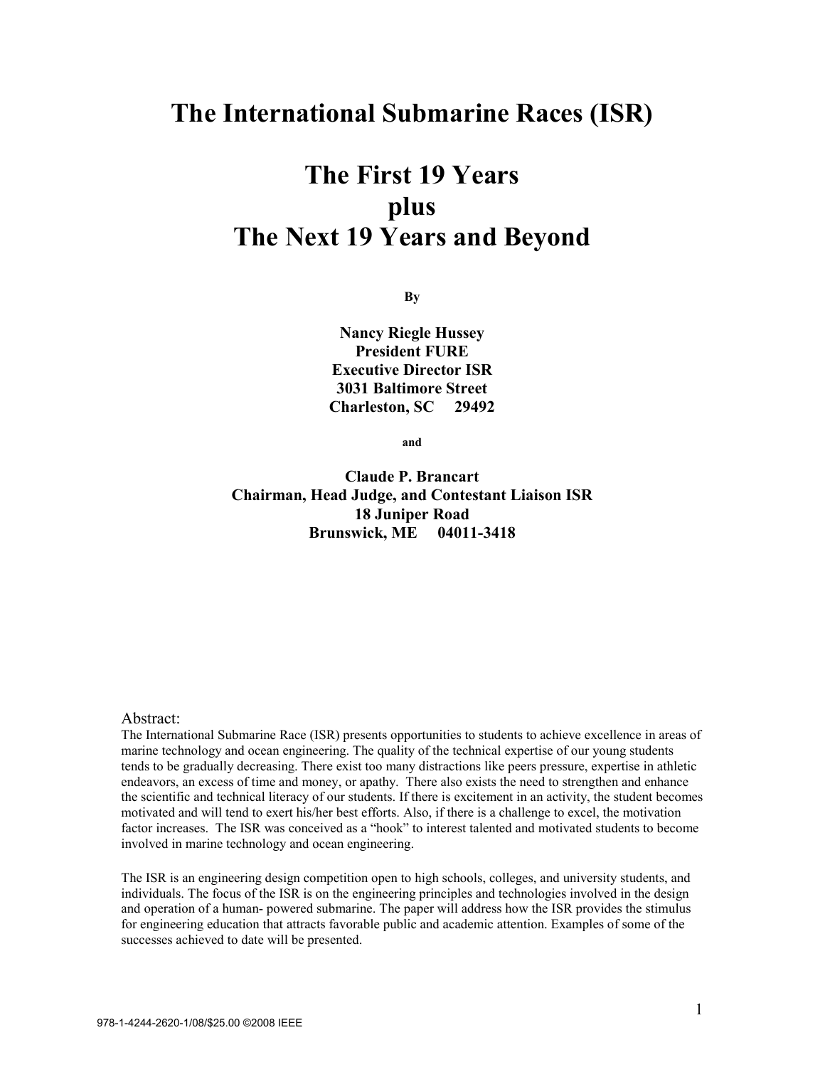# The International Submarine Races (ISR)

# The First 19 Years plus The Next 19 Years and Beyond

**By**

**Nancy Riegle Hussey**
**President FURE**
**Executive Director ISR**
**3031 Baltimore Street**
**Charleston, SC 29492**

**and**

**Claude P. Brancart**
**Chairman, Head Judge, and Contestant Liaison ISR**
**18 Juniper Road**
**Brunswick, ME 04011-3418**

Abstract:

The International Submarine Race (ISR) presents opportunities to students to achieve excellence in areas of marine technology and ocean engineering. The quality of the technical expertise of our young students tends to be gradually decreasing. There exist too many distractions like peers pressure, expertise in athletic endeavors, an excess of time and money, or apathy. There also exists the need to strengthen and enhance the scientific and technical literacy of our students. If there is excitement in an activity, the student becomes motivated and will tend to exert his/her best efforts. Also, if there is a challenge to excel, the motivation factor increases. The ISR was conceived as a "hook" to interest talented and motivated students to become involved in marine technology and ocean engineering.

The ISR is an engineering design competition open to high schools, colleges, and university students, and individuals. The focus of the ISR is on the engineering principles and technologies involved in the design and operation of a human- powered submarine. The paper will address how the ISR provides the stimulus for engineering education that attracts favorable public and academic attention. Examples of some of the successes achieved to date will be presented.

978-1-4244-2620-1/08/$25.00 ©2008 IEEE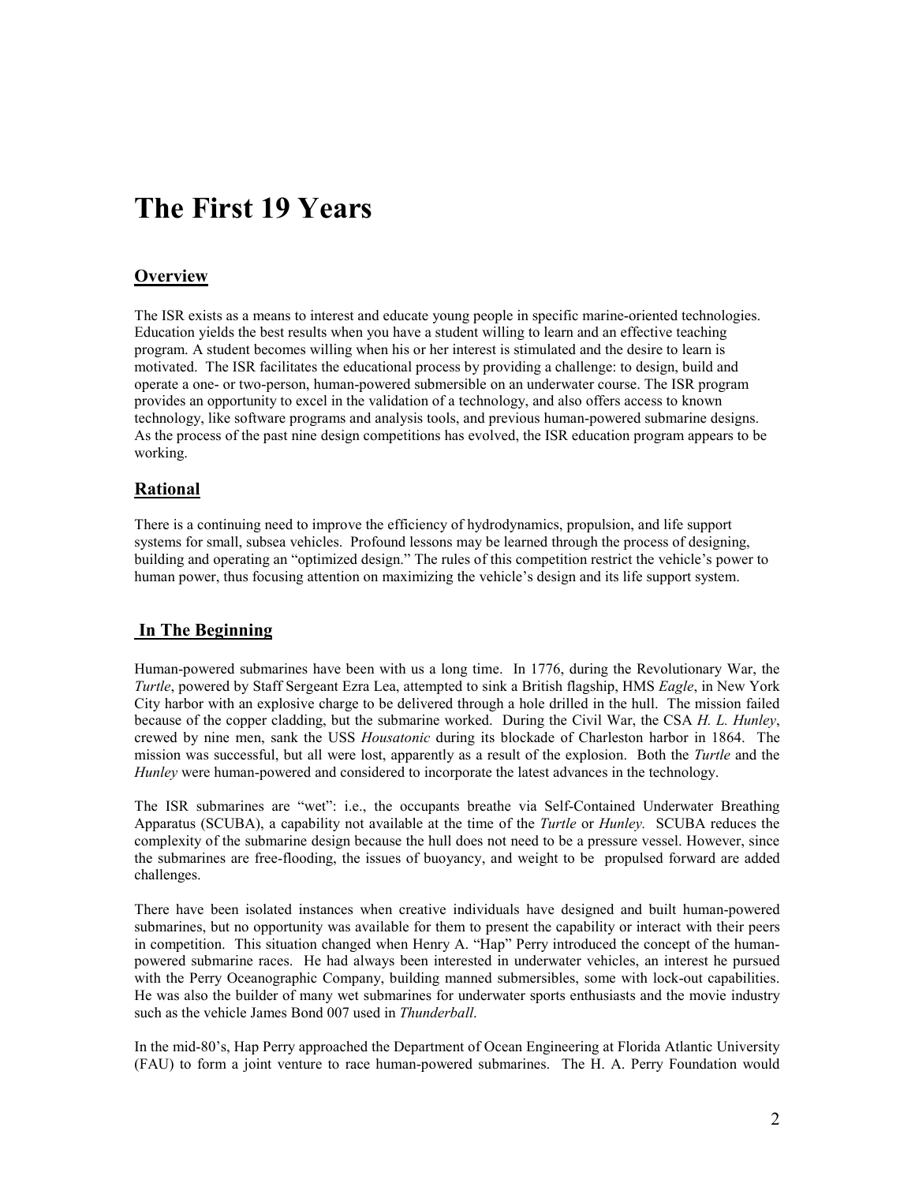# The First 19 Years

## Overview

The ISR exists as a means to interest and educate young people in specific marine-oriented technologies. Education yields the best results when you have a student willing to learn and an effective teaching program. A student becomes willing when his or her interest is stimulated and the desire to learn is motivated. The ISR facilitates the educational process by providing a challenge: to design, build and operate a one- or two-person, human-powered submersible on an underwater course. The ISR program provides an opportunity to excel in the validation of a technology, and also offers access to known technology, like software programs and analysis tools, and previous human-powered submarine designs. As the process of the past nine design competitions has evolved, the ISR education program appears to be working.

## Rational

There is a continuing need to improve the efficiency of hydrodynamics, propulsion, and life support systems for small, subsea vehicles. Profound lessons may be learned through the process of designing, building and operating an "optimized design." The rules of this competition restrict the vehicle's power to human power, thus focusing attention on maximizing the vehicle's design and its life support system.

## In The Beginning

Human-powered submarines have been with us a long time. In 1776, during the Revolutionary War, the *Turtle*, powered by Staff Sergeant Ezra Lea, attempted to sink a British flagship, HMS *Eagle*, in New York City harbor with an explosive charge to be delivered through a hole drilled in the hull. The mission failed because of the copper cladding, but the submarine worked. During the Civil War, the CSA *H. L. Hunley*, crewed by nine men, sank the USS *Housatonic* during its blockade of Charleston harbor in 1864. The mission was successful, but all were lost, apparently as a result of the explosion. Both the *Turtle* and the *Hunley* were human-powered and considered to incorporate the latest advances in the technology.

The ISR submarines are "wet": i.e., the occupants breathe via Self-Contained Underwater Breathing Apparatus (SCUBA), a capability not available at the time of the *Turtle* or *Hunley.* SCUBA reduces the complexity of the submarine design because the hull does not need to be a pressure vessel. However, since the submarines are free-flooding, the issues of buoyancy, and weight to be propulsed forward are added challenges.

There have been isolated instances when creative individuals have designed and built human-powered submarines, but no opportunity was available for them to present the capability or interact with their peers in competition. This situation changed when Henry A. "Hap" Perry introduced the concept of the human-powered submarine races. He had always been interested in underwater vehicles, an interest he pursued with the Perry Oceanographic Company, building manned submersibles, some with lock-out capabilities. He was also the builder of many wet submarines for underwater sports enthusiasts and the movie industry such as the vehicle James Bond 007 used in *Thunderball*.

In the mid-80's, Hap Perry approached the Department of Ocean Engineering at Florida Atlantic University (FAU) to form a joint venture to race human-powered submarines. The H. A. Perry Foundation would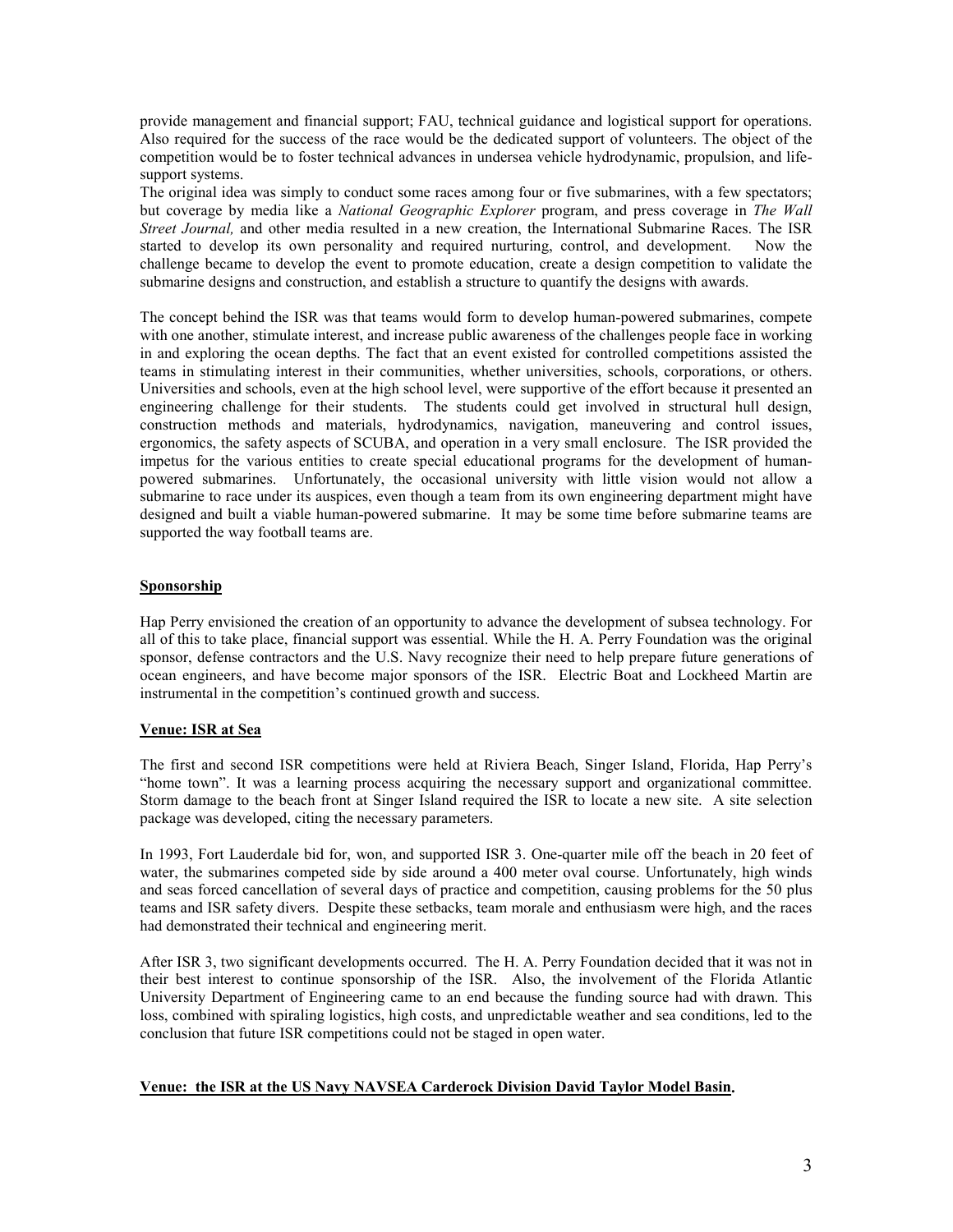provide management and financial support; FAU, technical guidance and logistical support for operations. Also required for the success of the race would be the dedicated support of volunteers. The object of the competition would be to foster technical advances in undersea vehicle hydrodynamic, propulsion, and life-support systems.

The original idea was simply to conduct some races among four or five submarines, with a few spectators; but coverage by media like a *National Geographic Explorer* program, and press coverage in *The Wall Street Journal,* and other media resulted in a new creation, the International Submarine Races. The ISR started to develop its own personality and required nurturing, control, and development. Now the challenge became to develop the event to promote education, create a design competition to validate the submarine designs and construction, and establish a structure to quantify the designs with awards.

The concept behind the ISR was that teams would form to develop human-powered submarines, compete with one another, stimulate interest, and increase public awareness of the challenges people face in working in and exploring the ocean depths. The fact that an event existed for controlled competitions assisted the teams in stimulating interest in their communities, whether universities, schools, corporations, or others. Universities and schools, even at the high school level, were supportive of the effort because it presented an engineering challenge for their students. The students could get involved in structural hull design, construction methods and materials, hydrodynamics, navigation, maneuvering and control issues, ergonomics, the safety aspects of SCUBA, and operation in a very small enclosure. The ISR provided the impetus for the various entities to create special educational programs for the development of human-powered submarines. Unfortunately, the occasional university with little vision would not allow a submarine to race under its auspices, even though a team from its own engineering department might have designed and built a viable human-powered submarine. It may be some time before submarine teams are supported the way football teams are.

## Sponsorship

Hap Perry envisioned the creation of an opportunity to advance the development of subsea technology. For all of this to take place, financial support was essential. While the H. A. Perry Foundation was the original sponsor, defense contractors and the U.S. Navy recognize their need to help prepare future generations of ocean engineers, and have become major sponsors of the ISR. Electric Boat and Lockheed Martin are instrumental in the competition's continued growth and success.

## Venue: ISR at Sea

The first and second ISR competitions were held at Riviera Beach, Singer Island, Florida, Hap Perry's "home town". It was a learning process acquiring the necessary support and organizational committee. Storm damage to the beach front at Singer Island required the ISR to locate a new site. A site selection package was developed, citing the necessary parameters.

In 1993, Fort Lauderdale bid for, won, and supported ISR 3. One-quarter mile off the beach in 20 feet of water, the submarines competed side by side around a 400 meter oval course. Unfortunately, high winds and seas forced cancellation of several days of practice and competition, causing problems for the 50 plus teams and ISR safety divers. Despite these setbacks, team morale and enthusiasm were high, and the races had demonstrated their technical and engineering merit.

After ISR 3, two significant developments occurred. The H. A. Perry Foundation decided that it was not in their best interest to continue sponsorship of the ISR. Also, the involvement of the Florida Atlantic University Department of Engineering came to an end because the funding source had with drawn. This loss, combined with spiraling logistics, high costs, and unpredictable weather and sea conditions, led to the conclusion that future ISR competitions could not be staged in open water.

## Venue: the ISR at the US Navy NAVSEA Carderock Division David Taylor Model Basin.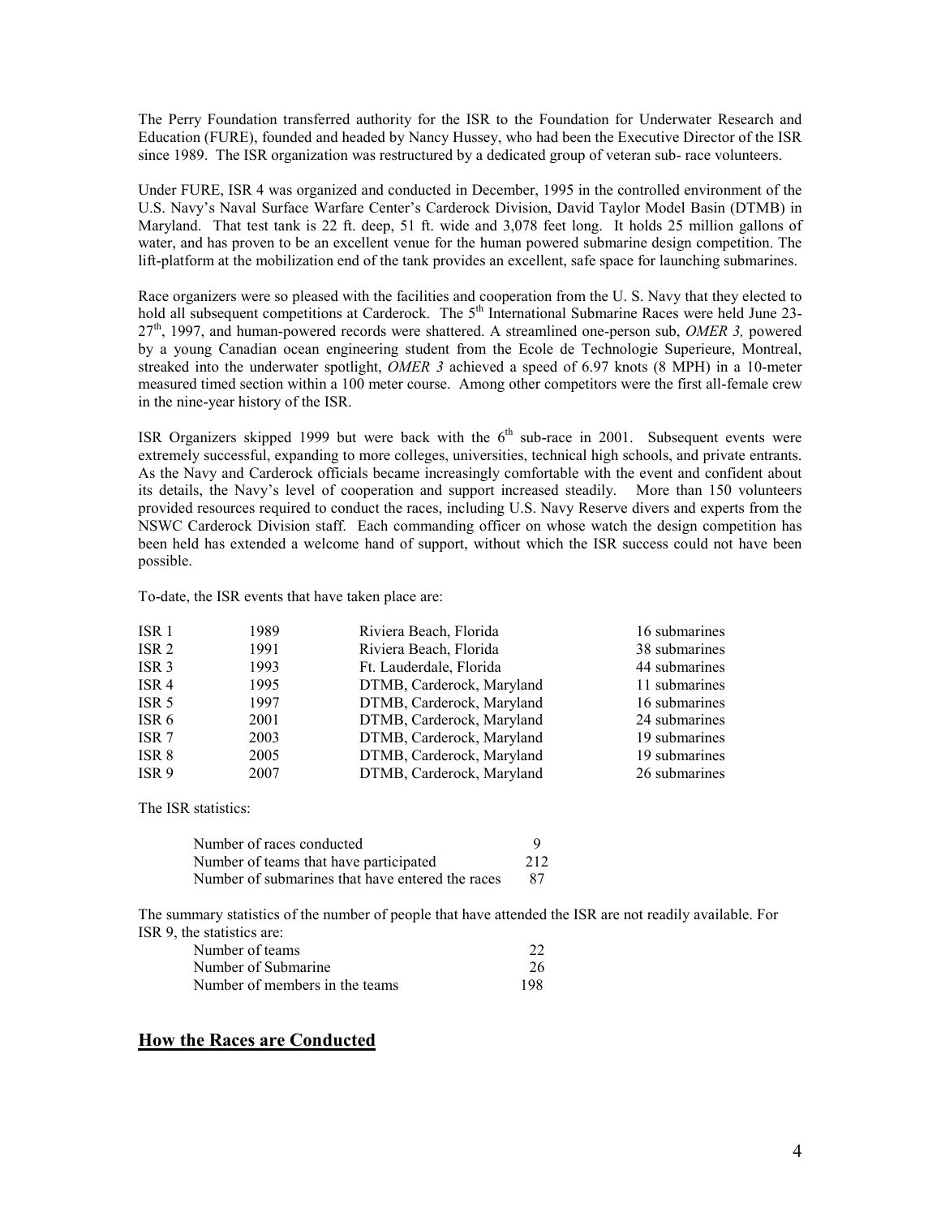The Perry Foundation transferred authority for the ISR to the Foundation for Underwater Research and Education (FURE), founded and headed by Nancy Hussey, who had been the Executive Director of the ISR since 1989. The ISR organization was restructured by a dedicated group of veteran sub- race volunteers.

Under FURE, ISR 4 was organized and conducted in December, 1995 in the controlled environment of the U.S. Navy's Naval Surface Warfare Center's Carderock Division, David Taylor Model Basin (DTMB) in Maryland. That test tank is 22 ft. deep, 51 ft. wide and 3,078 feet long. It holds 25 million gallons of water, and has proven to be an excellent venue for the human powered submarine design competition. The lift-platform at the mobilization end of the tank provides an excellent, safe space for launching submarines.

Race organizers were so pleased with the facilities and cooperation from the U. S. Navy that they elected to hold all subsequent competitions at Carderock. The 5th International Submarine Races were held June 23-27th, 1997, and human-powered records were shattered. A streamlined one-person sub, *OMER 3,* powered by a young Canadian ocean engineering student from the Ecole de Technologie Superieure, Montreal, streaked into the underwater spotlight, *OMER 3* achieved a speed of 6.97 knots (8 MPH) in a 10-meter measured timed section within a 100 meter course. Among other competitors were the first all-female crew in the nine-year history of the ISR.

ISR Organizers skipped 1999 but were back with the 6th sub-race in 2001. Subsequent events were extremely successful, expanding to more colleges, universities, technical high schools, and private entrants. As the Navy and Carderock officials became increasingly comfortable with the event and confident about its details, the Navy's level of cooperation and support increased steadily. More than 150 volunteers provided resources required to conduct the races, including U.S. Navy Reserve divers and experts from the NSWC Carderock Division staff. Each commanding officer on whose watch the design competition has been held has extended a welcome hand of support, without which the ISR success could not have been possible.

To-date, the ISR events that have taken place are:

| | | | |
|---|---|---|---|
| ISR 1 | 1989 | Riviera Beach, Florida | 16 submarines |
| ISR 2 | 1991 | Riviera Beach, Florida | 38 submarines |
| ISR 3 | 1993 | Ft. Lauderdale, Florida | 44 submarines |
| ISR 4 | 1995 | DTMB, Carderock, Maryland | 11 submarines |
| ISR 5 | 1997 | DTMB, Carderock, Maryland | 16 submarines |
| ISR 6 | 2001 | DTMB, Carderock, Maryland | 24 submarines |
| ISR 7 | 2003 | DTMB, Carderock, Maryland | 19 submarines |
| ISR 8 | 2005 | DTMB, Carderock, Maryland | 19 submarines |
| ISR 9 | 2007 | DTMB, Carderock, Maryland | 26 submarines |

The ISR statistics:

| | |
|---|---|
| Number of races conducted | 9 |
| Number of teams that have participated | 212 |
| Number of submarines that have entered the races | 87 |

The summary statistics of the number of people that have attended the ISR are not readily available. For ISR 9, the statistics are:

| | |
|---|---|
| Number of teams | 22 |
| Number of Submarine | 26 |
| Number of members in the teams | 198 |

## How the Races are Conducted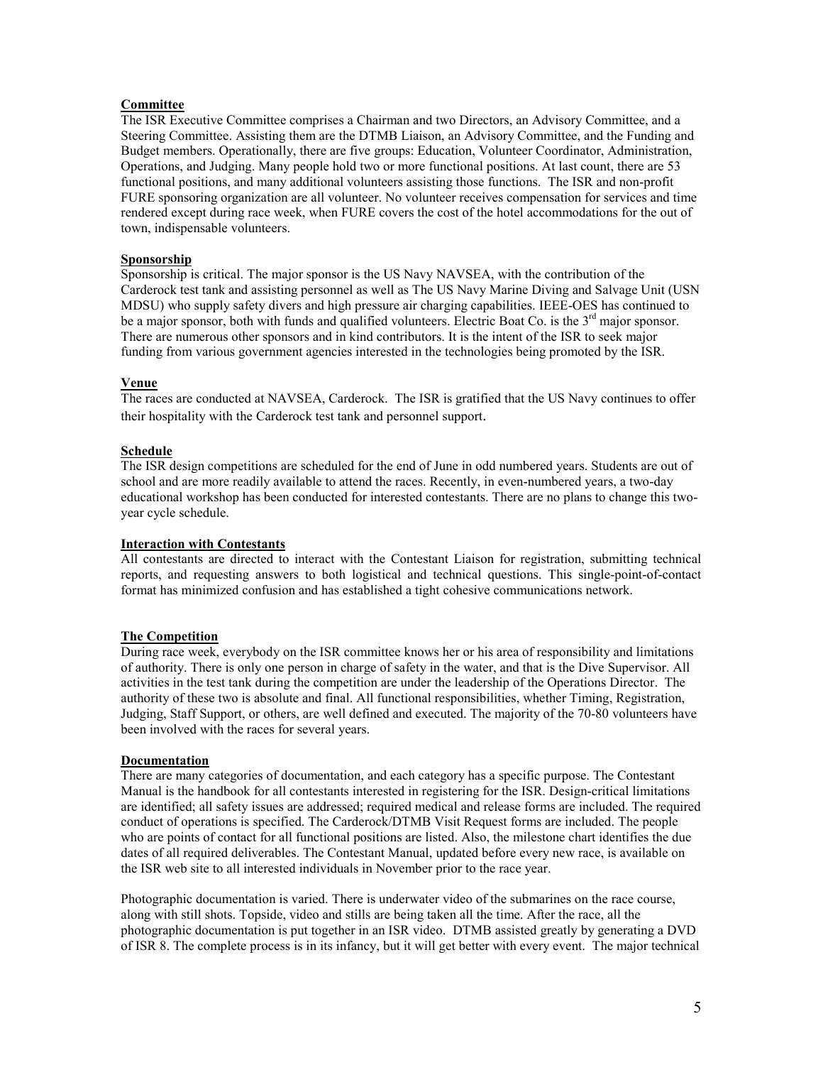**Committee**

The ISR Executive Committee comprises a Chairman and two Directors, an Advisory Committee, and a Steering Committee. Assisting them are the DTMB Liaison, an Advisory Committee, and the Funding and Budget members. Operationally, there are five groups: Education, Volunteer Coordinator, Administration, Operations, and Judging. Many people hold two or more functional positions. At last count, there are 53 functional positions, and many additional volunteers assisting those functions. The ISR and non-profit FURE sponsoring organization are all volunteer. No volunteer receives compensation for services and time rendered except during race week, when FURE covers the cost of the hotel accommodations for the out of town, indispensable volunteers.

**Sponsorship**

Sponsorship is critical. The major sponsor is the US Navy NAVSEA, with the contribution of the Carderock test tank and assisting personnel as well as The US Navy Marine Diving and Salvage Unit (USN MDSU) who supply safety divers and high pressure air charging capabilities. IEEE-OES has continued to be a major sponsor, both with funds and qualified volunteers. Electric Boat Co. is the 3rd major sponsor. There are numerous other sponsors and in kind contributors. It is the intent of the ISR to seek major funding from various government agencies interested in the technologies being promoted by the ISR.

**Venue**

The races are conducted at NAVSEA, Carderock. The ISR is gratified that the US Navy continues to offer their hospitality with the Carderock test tank and personnel support.

**Schedule**

The ISR design competitions are scheduled for the end of June in odd numbered years. Students are out of school and are more readily available to attend the races. Recently, in even-numbered years, a two-day educational workshop has been conducted for interested contestants. There are no plans to change this two-year cycle schedule.

**Interaction with Contestants**

All contestants are directed to interact with the Contestant Liaison for registration, submitting technical reports, and requesting answers to both logistical and technical questions. This single-point-of-contact format has minimized confusion and has established a tight cohesive communications network.

**The Competition**

During race week, everybody on the ISR committee knows her or his area of responsibility and limitations of authority. There is only one person in charge of safety in the water, and that is the Dive Supervisor. All activities in the test tank during the competition are under the leadership of the Operations Director. The authority of these two is absolute and final. All functional responsibilities, whether Timing, Registration, Judging, Staff Support, or others, are well defined and executed. The majority of the 70-80 volunteers have been involved with the races for several years.

**Documentation**

There are many categories of documentation, and each category has a specific purpose. The Contestant Manual is the handbook for all contestants interested in registering for the ISR. Design-critical limitations are identified; all safety issues are addressed; required medical and release forms are included. The required conduct of operations is specified. The Carderock/DTMB Visit Request forms are included. The people who are points of contact for all functional positions are listed. Also, the milestone chart identifies the due dates of all required deliverables. The Contestant Manual, updated before every new race, is available on the ISR web site to all interested individuals in November prior to the race year.

Photographic documentation is varied. There is underwater video of the submarines on the race course, along with still shots. Topside, video and stills are being taken all the time. After the race, all the photographic documentation is put together in an ISR video. DTMB assisted greatly by generating a DVD of ISR 8. The complete process is in its infancy, but it will get better with every event. The major technical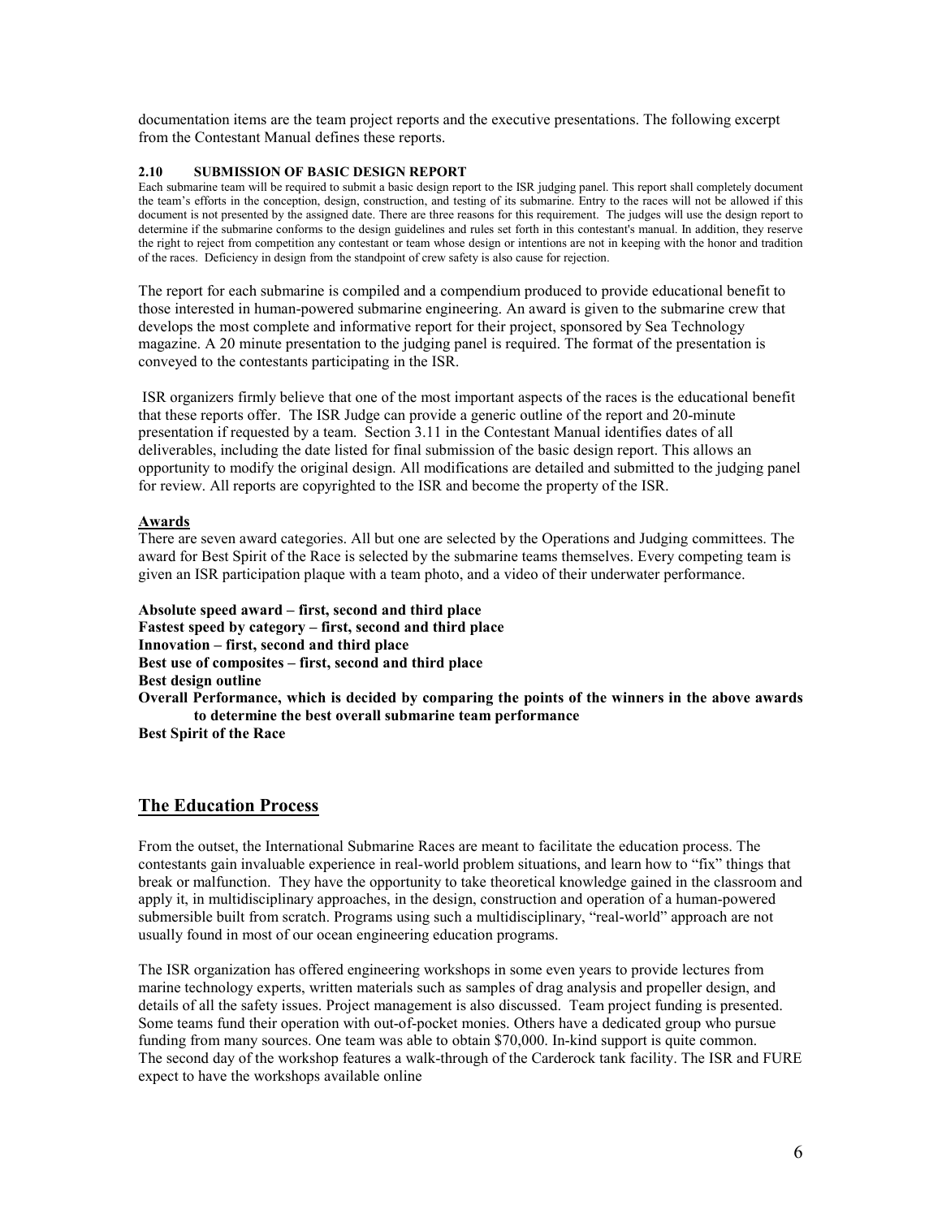documentation items are the team project reports and the executive presentations. The following excerpt from the Contestant Manual defines these reports.

**2.10 SUBMISSION OF BASIC DESIGN REPORT**

Each submarine team will be required to submit a basic design report to the ISR judging panel. This report shall completely document the team's efforts in the conception, design, construction, and testing of its submarine. Entry to the races will not be allowed if this document is not presented by the assigned date. There are three reasons for this requirement. The judges will use the design report to determine if the submarine conforms to the design guidelines and rules set forth in this contestant's manual. In addition, they reserve the right to reject from competition any contestant or team whose design or intentions are not in keeping with the honor and tradition of the races. Deficiency in design from the standpoint of crew safety is also cause for rejection.

The report for each submarine is compiled and a compendium produced to provide educational benefit to those interested in human-powered submarine engineering. An award is given to the submarine crew that develops the most complete and informative report for their project, sponsored by Sea Technology magazine. A 20 minute presentation to the judging panel is required. The format of the presentation is conveyed to the contestants participating in the ISR.

ISR organizers firmly believe that one of the most important aspects of the races is the educational benefit that these reports offer. The ISR Judge can provide a generic outline of the report and 20-minute presentation if requested by a team. Section 3.11 in the Contestant Manual identifies dates of all deliverables, including the date listed for final submission of the basic design report. This allows an opportunity to modify the original design. All modifications are detailed and submitted to the judging panel for review. All reports are copyrighted to the ISR and become the property of the ISR.

**Awards**

There are seven award categories. All but one are selected by the Operations and Judging committees. The award for Best Spirit of the Race is selected by the submarine teams themselves. Every competing team is given an ISR participation plaque with a team photo, and a video of their underwater performance.

**Absolute speed award – first, second and third place**
**Fastest speed by category – first, second and third place**
**Innovation – first, second and third place**
**Best use of composites – first, second and third place**
**Best design outline**
**Overall Performance, which is decided by comparing the points of the winners in the above awards to determine the best overall submarine team performance**
**Best Spirit of the Race**

## The Education Process

From the outset, the International Submarine Races are meant to facilitate the education process. The contestants gain invaluable experience in real-world problem situations, and learn how to "fix" things that break or malfunction. They have the opportunity to take theoretical knowledge gained in the classroom and apply it, in multidisciplinary approaches, in the design, construction and operation of a human-powered submersible built from scratch. Programs using such a multidisciplinary, "real-world" approach are not usually found in most of our ocean engineering education programs.

The ISR organization has offered engineering workshops in some even years to provide lectures from marine technology experts, written materials such as samples of drag analysis and propeller design, and details of all the safety issues. Project management is also discussed. Team project funding is presented. Some teams fund their operation with out-of-pocket monies. Others have a dedicated group who pursue funding from many sources. One team was able to obtain $70,000. In-kind support is quite common. The second day of the workshop features a walk-through of the Carderock tank facility. The ISR and FURE expect to have the workshops available online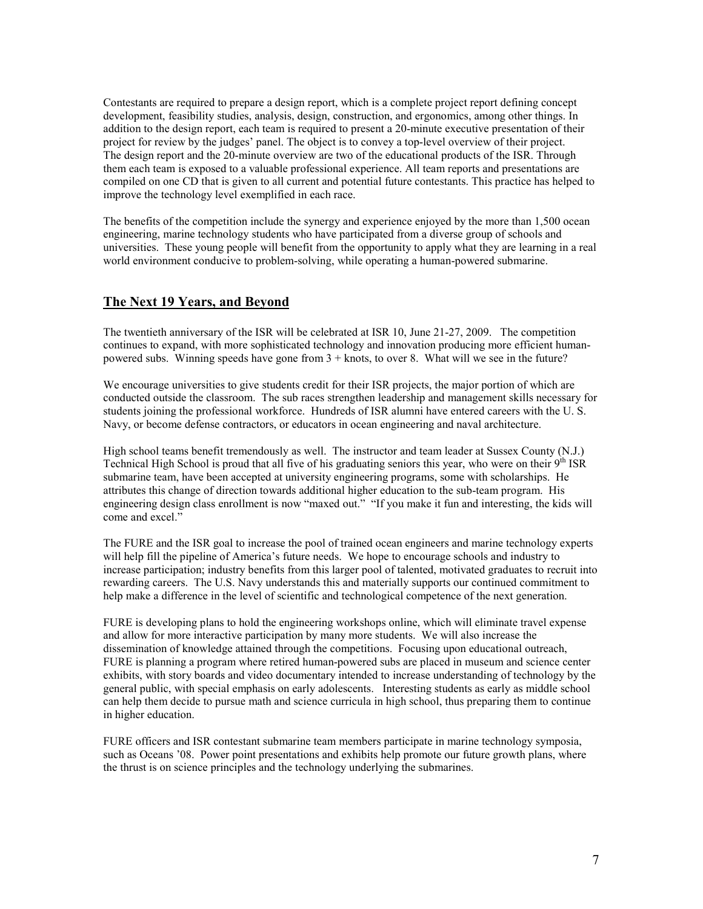Contestants are required to prepare a design report, which is a complete project report defining concept development, feasibility studies, analysis, design, construction, and ergonomics, among other things. In addition to the design report, each team is required to present a 20-minute executive presentation of their project for review by the judges' panel. The object is to convey a top-level overview of their project. The design report and the 20-minute overview are two of the educational products of the ISR. Through them each team is exposed to a valuable professional experience. All team reports and presentations are compiled on one CD that is given to all current and potential future contestants. This practice has helped to improve the technology level exemplified in each race.

The benefits of the competition include the synergy and experience enjoyed by the more than 1,500 ocean engineering, marine technology students who have participated from a diverse group of schools and universities. These young people will benefit from the opportunity to apply what they are learning in a real world environment conducive to problem-solving, while operating a human-powered submarine.

## The Next 19 Years, and Beyond

The twentieth anniversary of the ISR will be celebrated at ISR 10, June 21-27, 2009. The competition continues to expand, with more sophisticated technology and innovation producing more efficient human-powered subs. Winning speeds have gone from 3 + knots, to over 8. What will we see in the future?

We encourage universities to give students credit for their ISR projects, the major portion of which are conducted outside the classroom. The sub races strengthen leadership and management skills necessary for students joining the professional workforce. Hundreds of ISR alumni have entered careers with the U. S. Navy, or become defense contractors, or educators in ocean engineering and naval architecture.

High school teams benefit tremendously as well. The instructor and team leader at Sussex County (N.J.) Technical High School is proud that all five of his graduating seniors this year, who were on their 9th ISR submarine team, have been accepted at university engineering programs, some with scholarships. He attributes this change of direction towards additional higher education to the sub-team program. His engineering design class enrollment is now "maxed out." "If you make it fun and interesting, the kids will come and excel."

The FURE and the ISR goal to increase the pool of trained ocean engineers and marine technology experts will help fill the pipeline of America's future needs. We hope to encourage schools and industry to increase participation; industry benefits from this larger pool of talented, motivated graduates to recruit into rewarding careers. The U.S. Navy understands this and materially supports our continued commitment to help make a difference in the level of scientific and technological competence of the next generation.

FURE is developing plans to hold the engineering workshops online, which will eliminate travel expense and allow for more interactive participation by many more students. We will also increase the dissemination of knowledge attained through the competitions. Focusing upon educational outreach, FURE is planning a program where retired human-powered subs are placed in museum and science center exhibits, with story boards and video documentary intended to increase understanding of technology by the general public, with special emphasis on early adolescents. Interesting students as early as middle school can help them decide to pursue math and science curricula in high school, thus preparing them to continue in higher education.

FURE officers and ISR contestant submarine team members participate in marine technology symposia, such as Oceans '08. Power point presentations and exhibits help promote our future growth plans, where the thrust is on science principles and the technology underlying the submarines.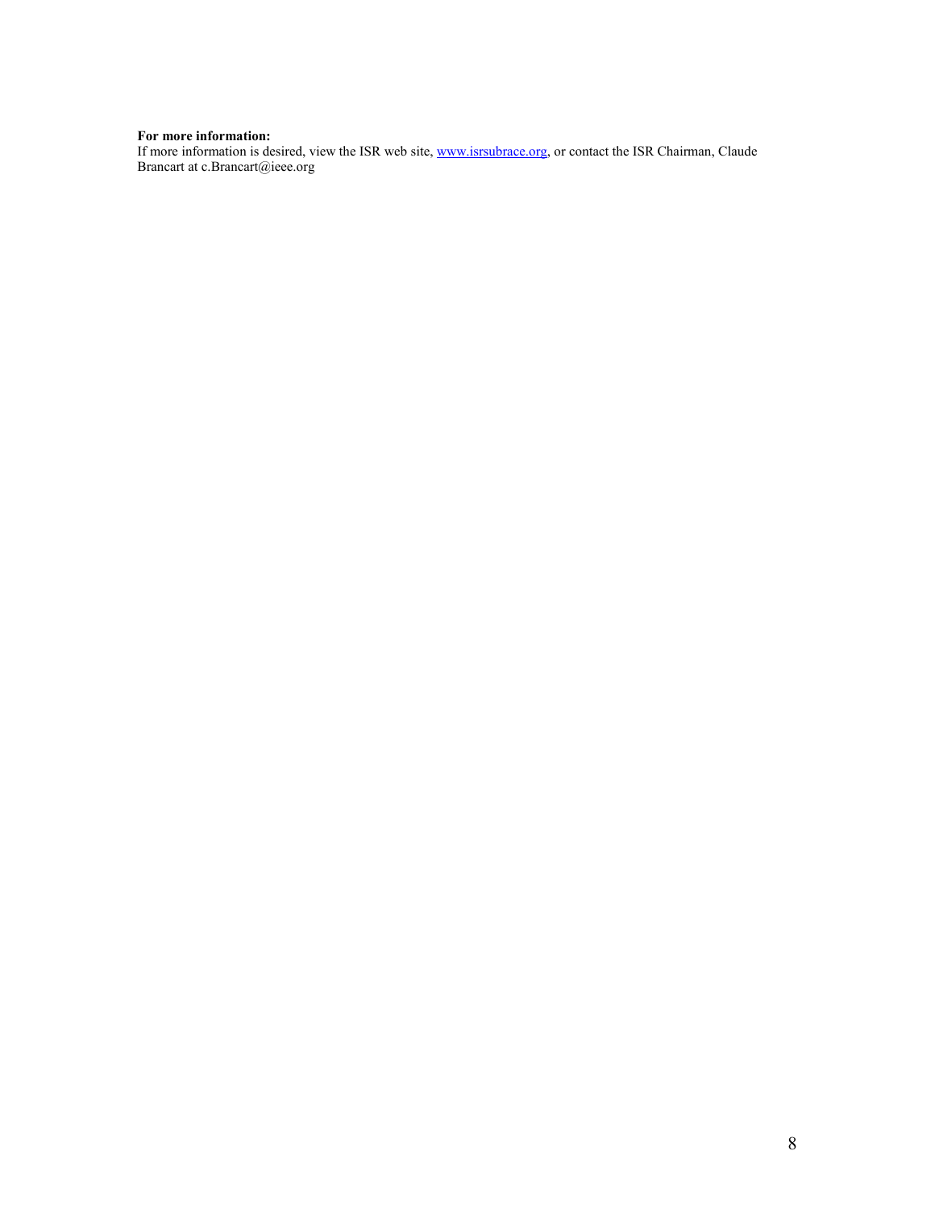**For more information:**

If more information is desired, view the ISR web site, [www.isrsubrace.org](http://www.isrsubrace.org), or contact the ISR Chairman, Claude Brancart at c.Brancart@ieee.org